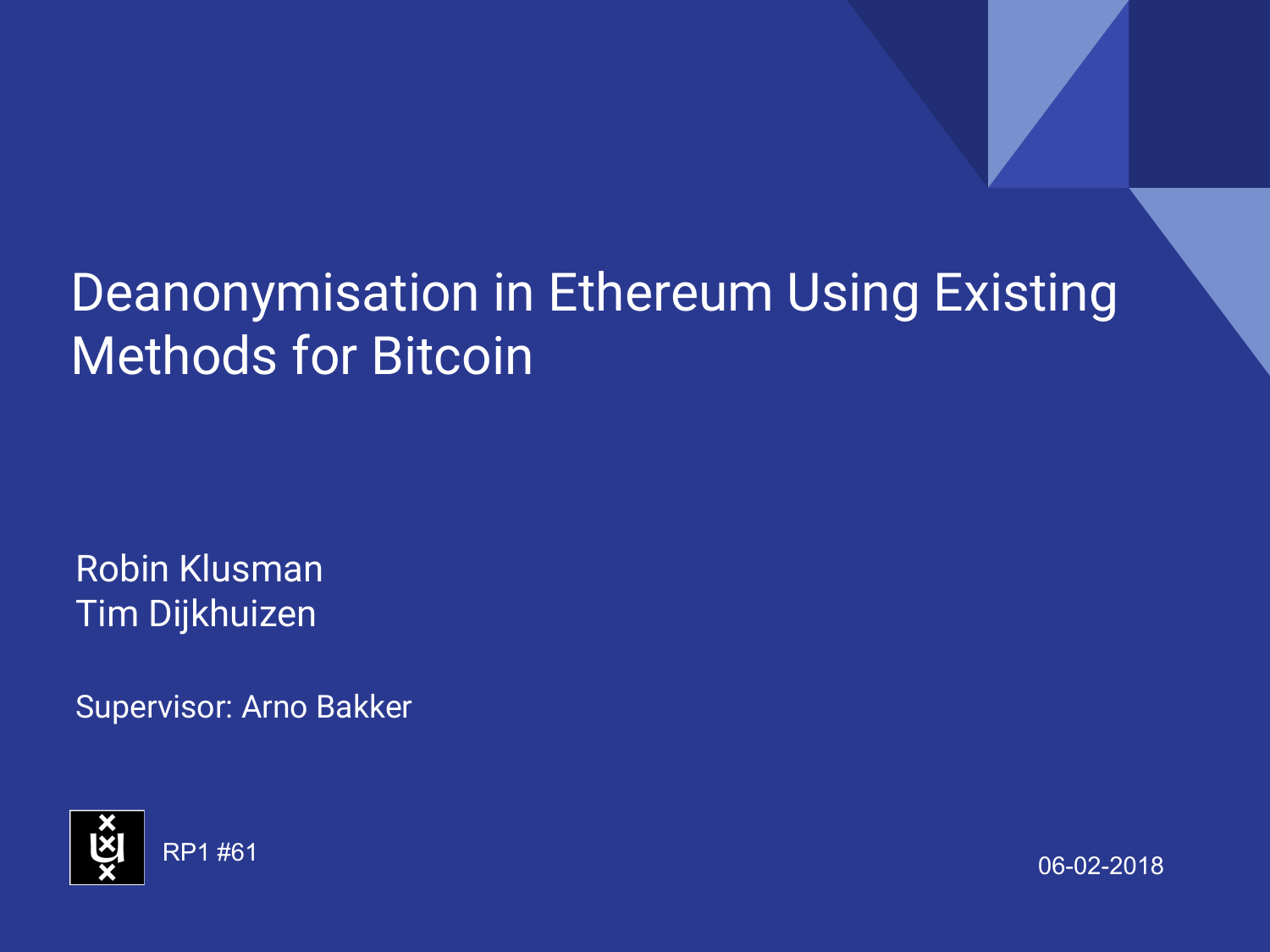# Deanonymisation in Ethereum Using Existing Methods for Bitcoin

Robin Klusman
Tim Dijkhuizen

Supervisor: Arno Bakker

RP1 #61

06-02-2018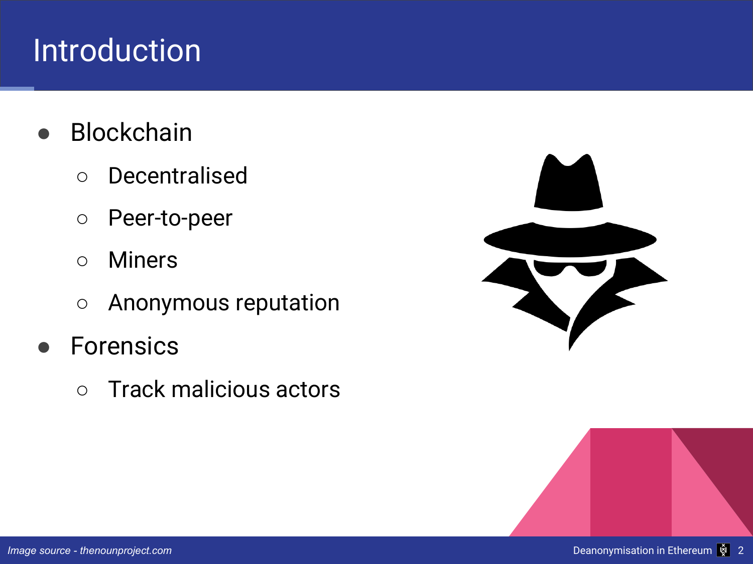# Introduction

- Blockchain
  - Decentralised
  - Peer-to-peer
  - Miners
  - Anonymous reputation
- Forensics
  - Track malicious actors

*Image source - thenounproject.com*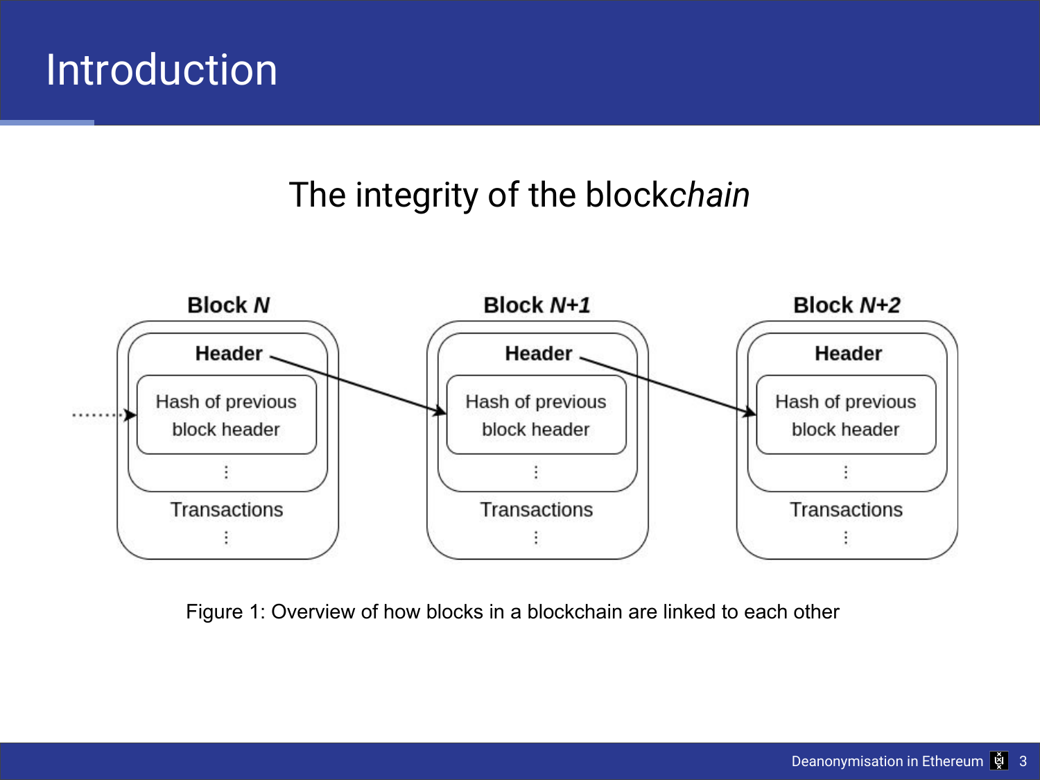# Introduction

## The integrity of the block*chain*

**Block *N***

**Header**

Hash of previous block header

⋮

Transactions

⋮

**Block *N+1***

**Header**

Hash of previous block header

⋮

Transactions

⋮

**Block *N+2***

**Header**

Hash of previous block header

⋮

Transactions

⋮

Figure 1: Overview of how blocks in a blockchain are linked to each other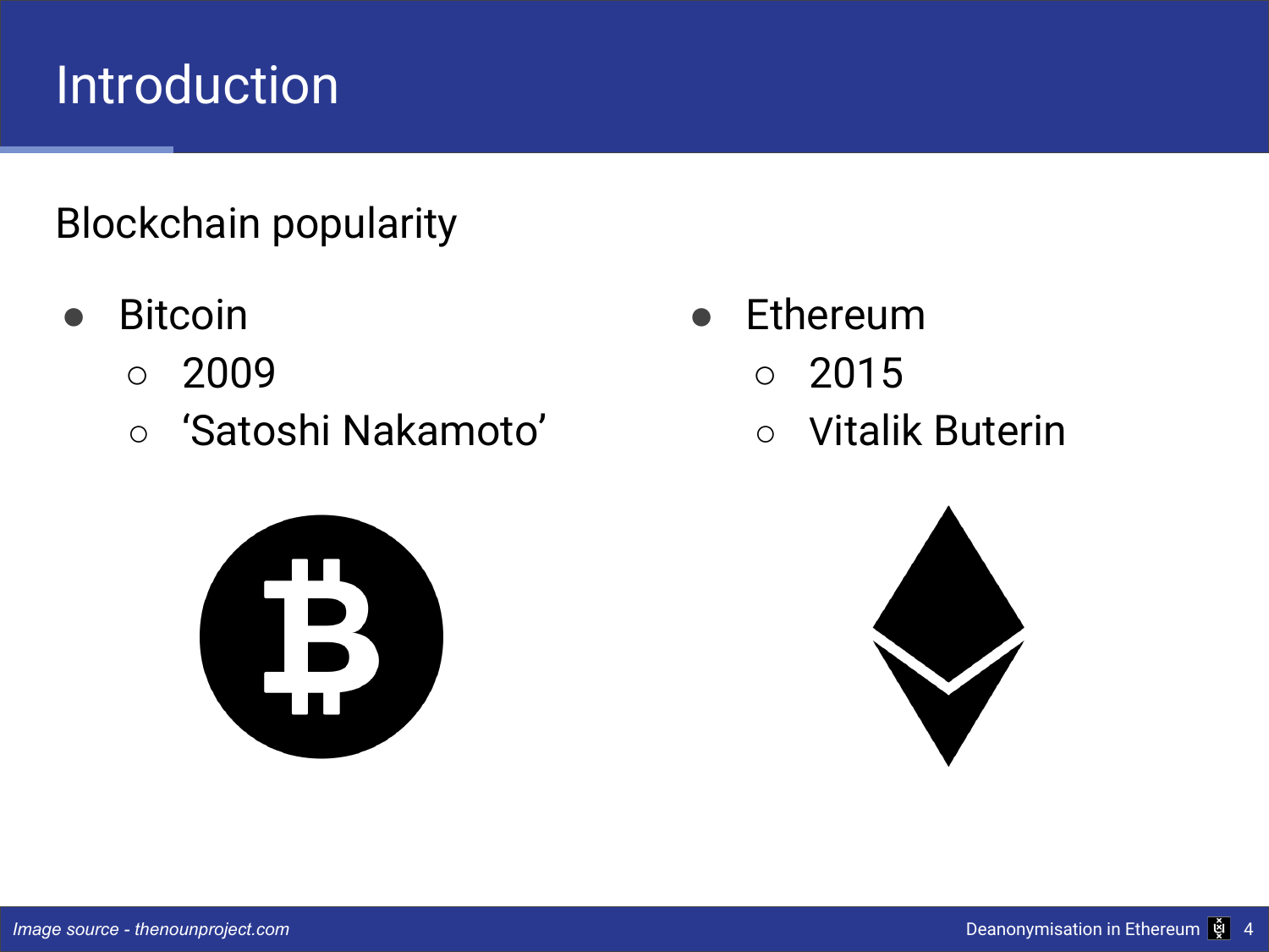# Introduction

Blockchain popularity

- Bitcoin
  - 2009
  - ‘Satoshi Nakamoto’
- Ethereum
  - 2015
  - Vitalik Buterin

*Image source - thenounproject.com*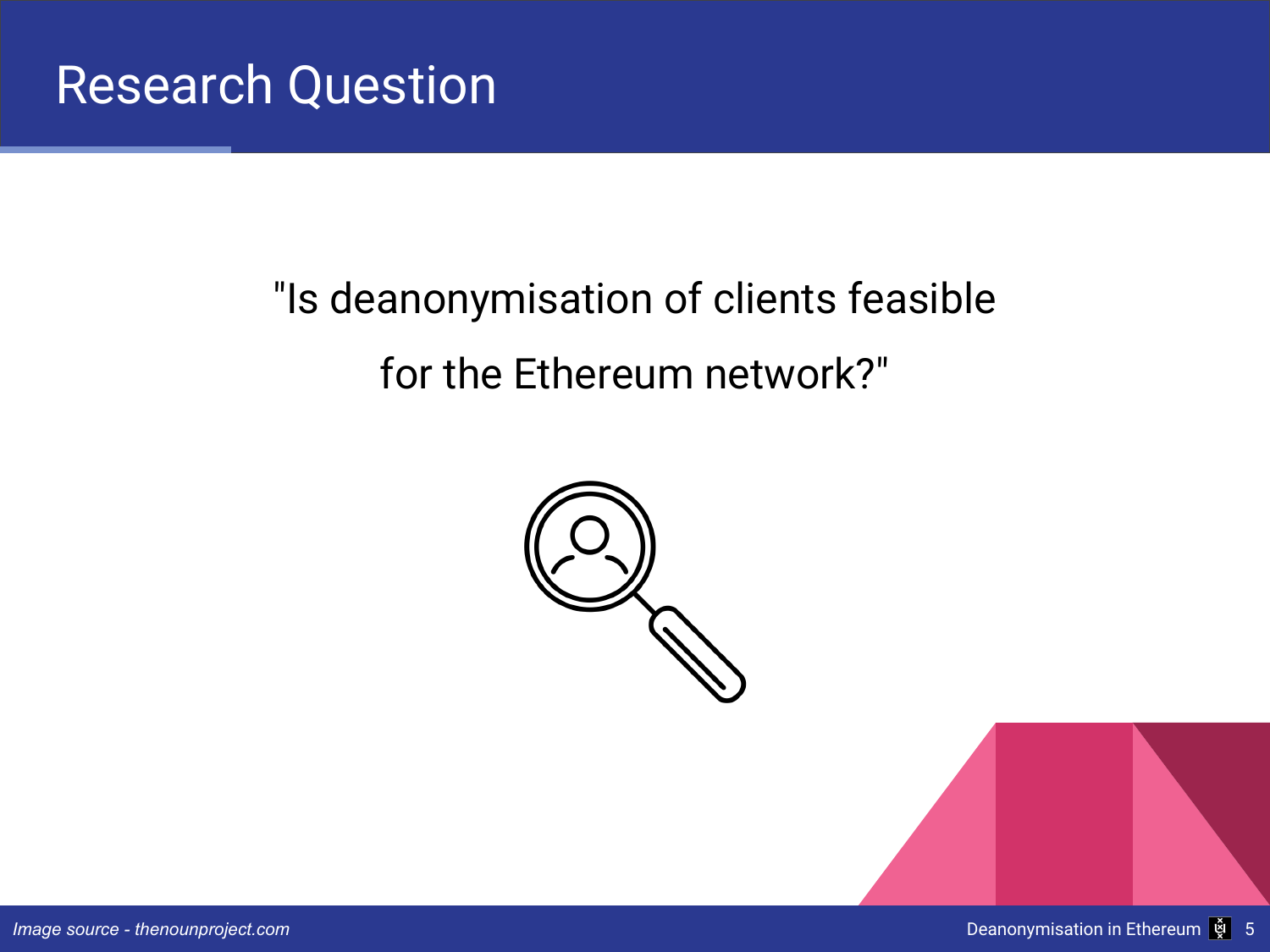# Research Question

"Is deanonymisation of clients feasible for the Ethereum network?"

*Image source - thenounproject.com*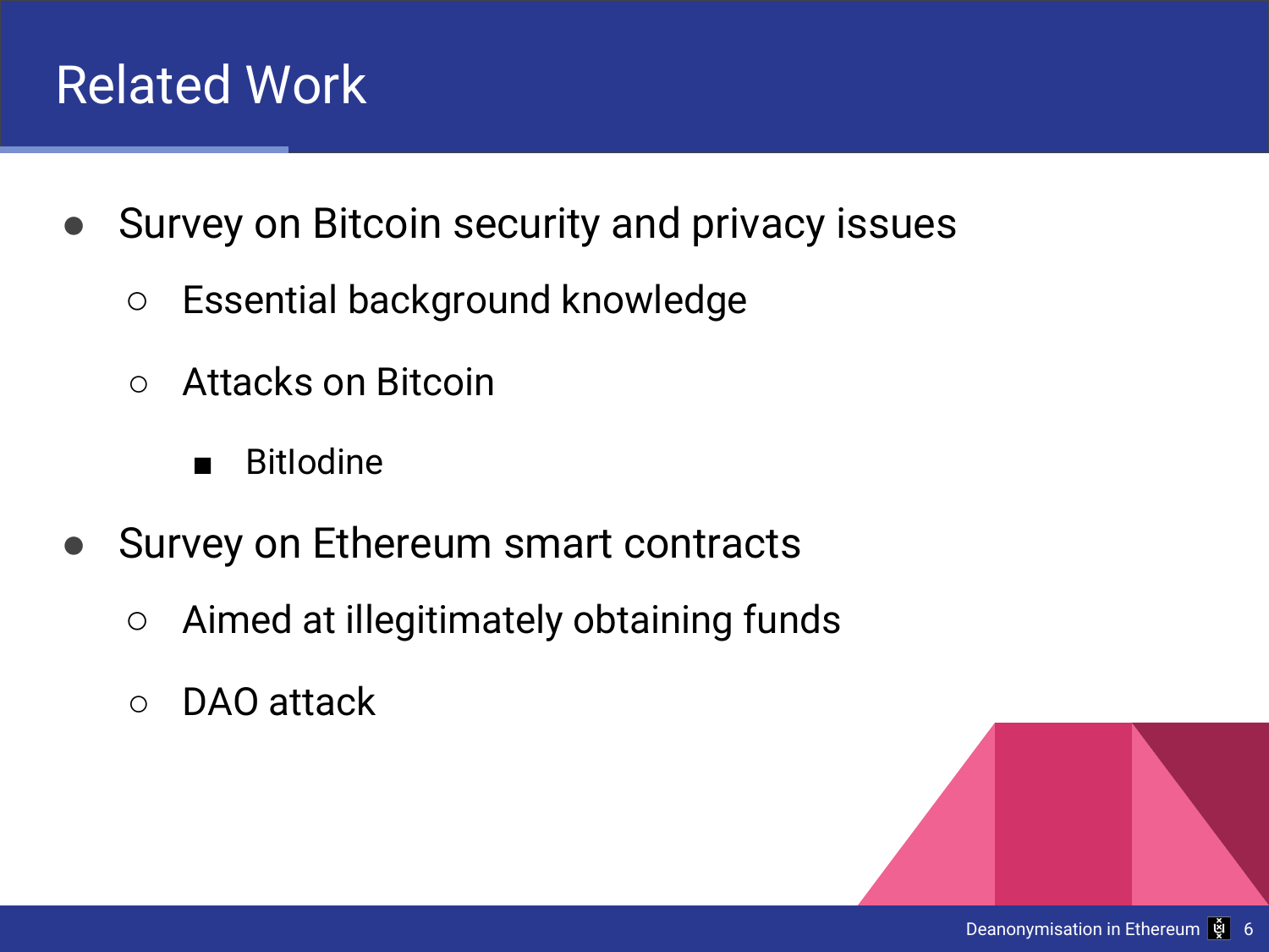# Related Work

- Survey on Bitcoin security and privacy issues
  - Essential background knowledge
  - Attacks on Bitcoin
    - BitIodine
- Survey on Ethereum smart contracts
  - Aimed at illegitimately obtaining funds
  - DAO attack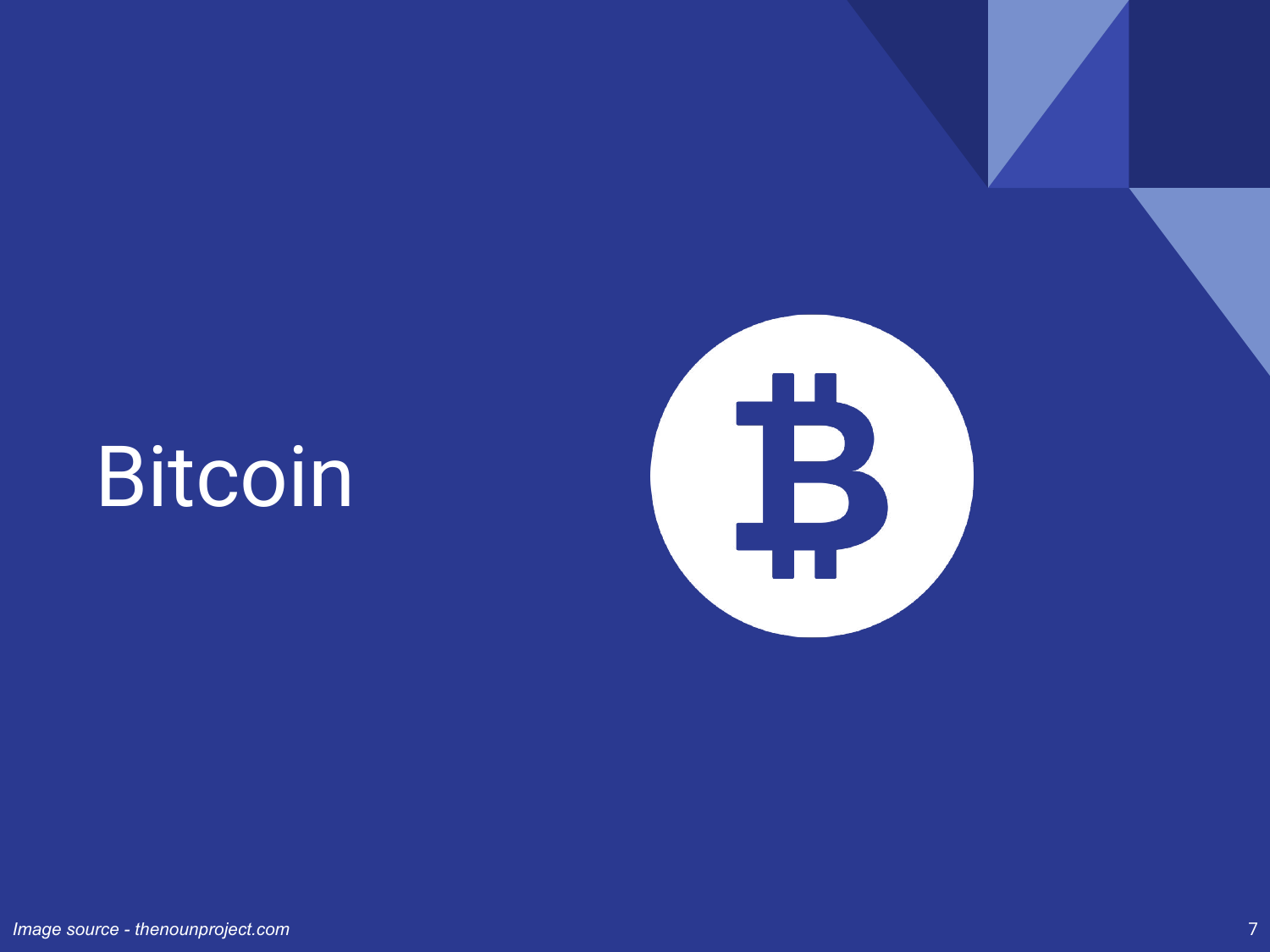# Bitcoin

*Image source - thenounproject.com*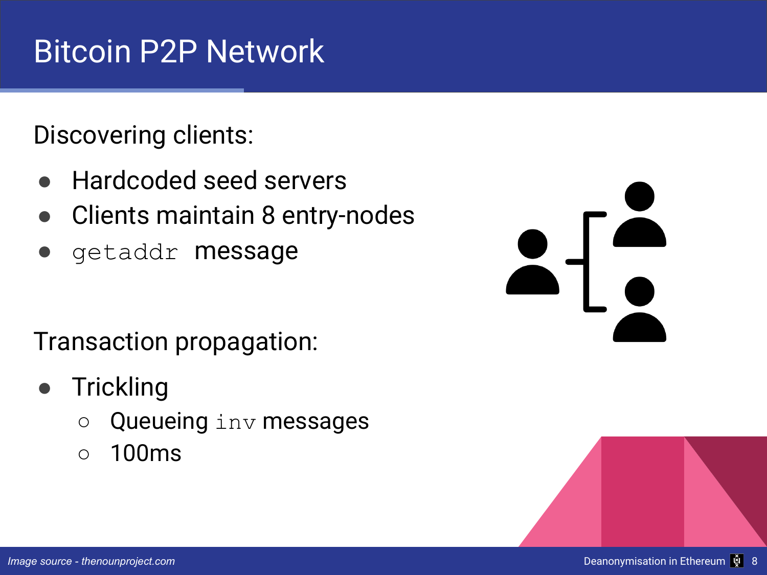# Bitcoin P2P Network

Discovering clients:

- Hardcoded seed servers
- Clients maintain 8 entry-nodes
- `getaddr` message

Transaction propagation:

- Trickling
  - Queueing `inv` messages
  - 100ms

*Image source - thenounproject.com*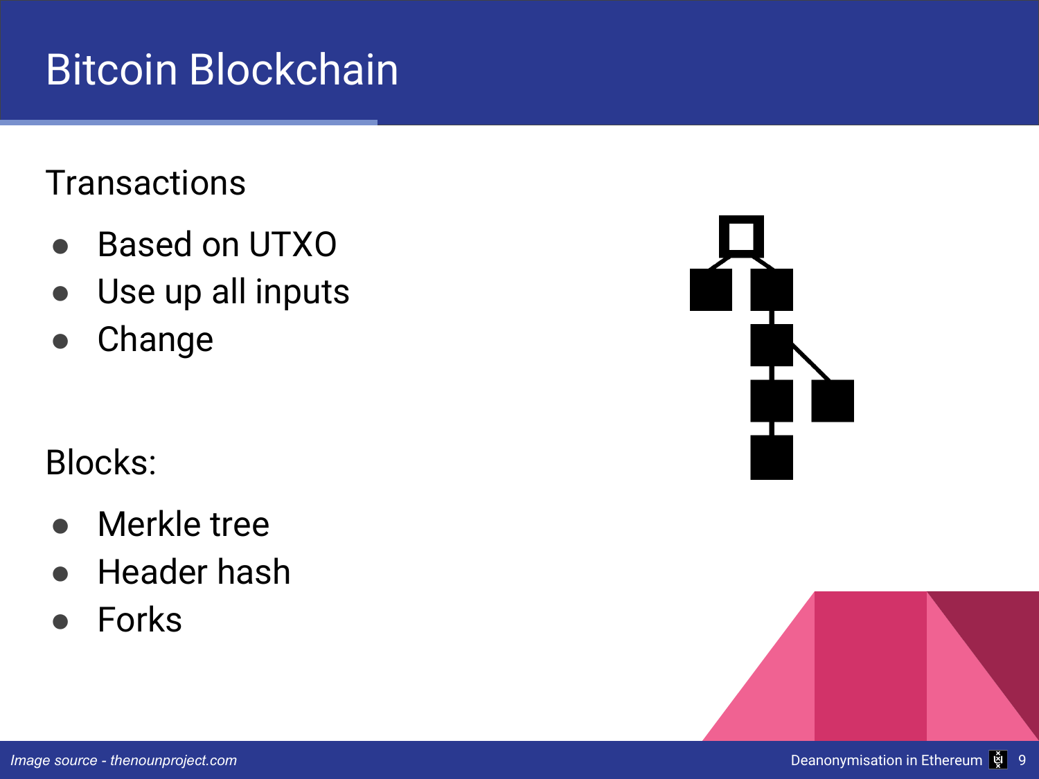# Bitcoin Blockchain

Transactions

- Based on UTXO
- Use up all inputs
- Change

Blocks:

- Merkle tree
- Header hash
- Forks

*Image source - thenounproject.com*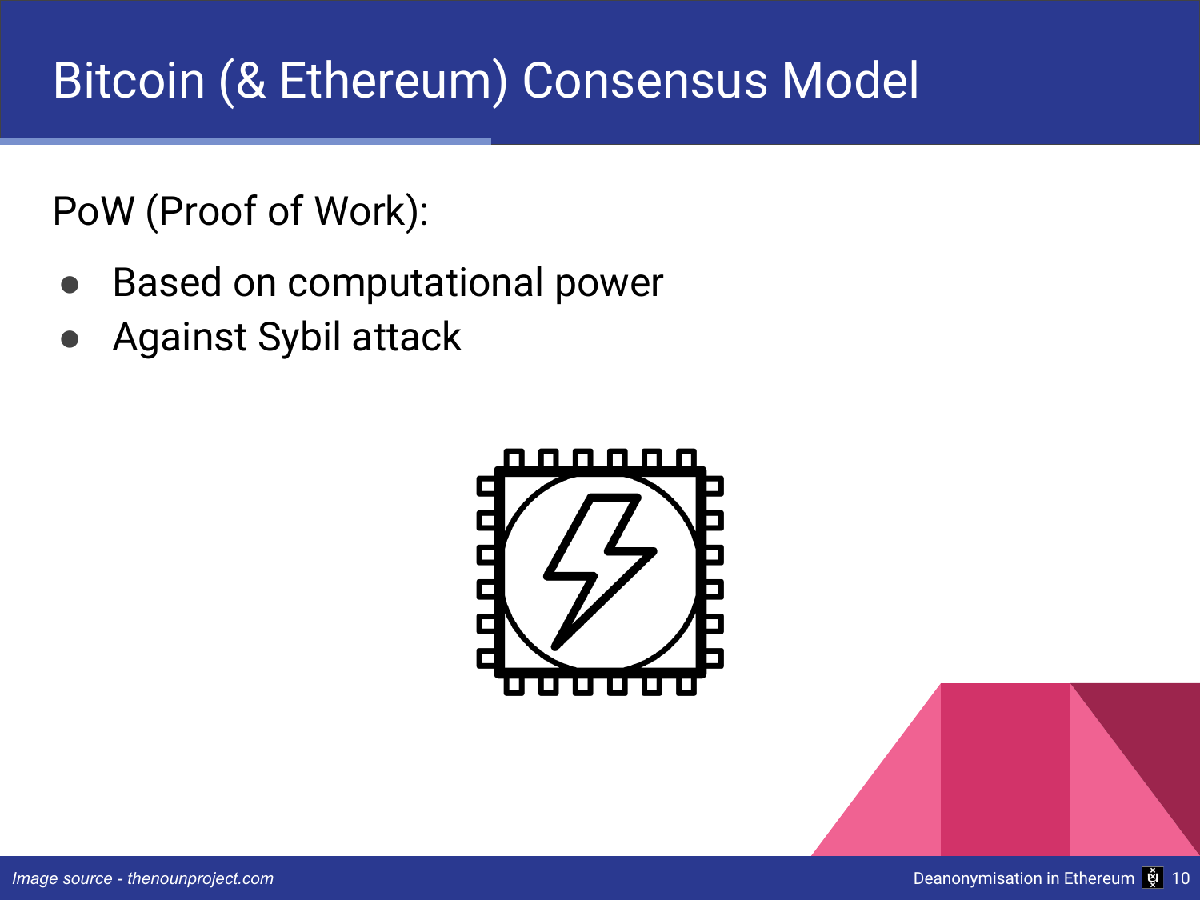# Bitcoin (& Ethereum) Consensus Model

PoW (Proof of Work):

- Based on computational power
- Against Sybil attack

*Image source - thenounproject.com*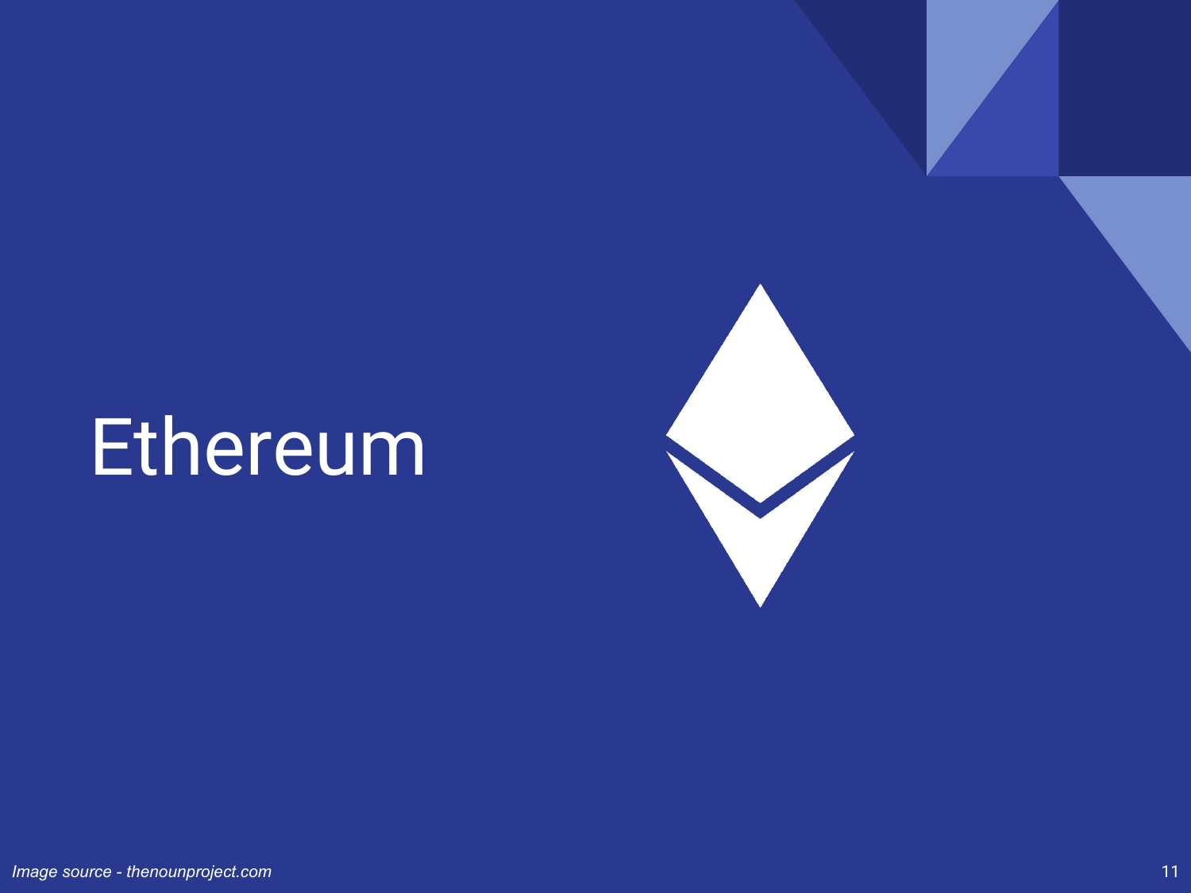# Ethereum

*Image source - thenounproject.com*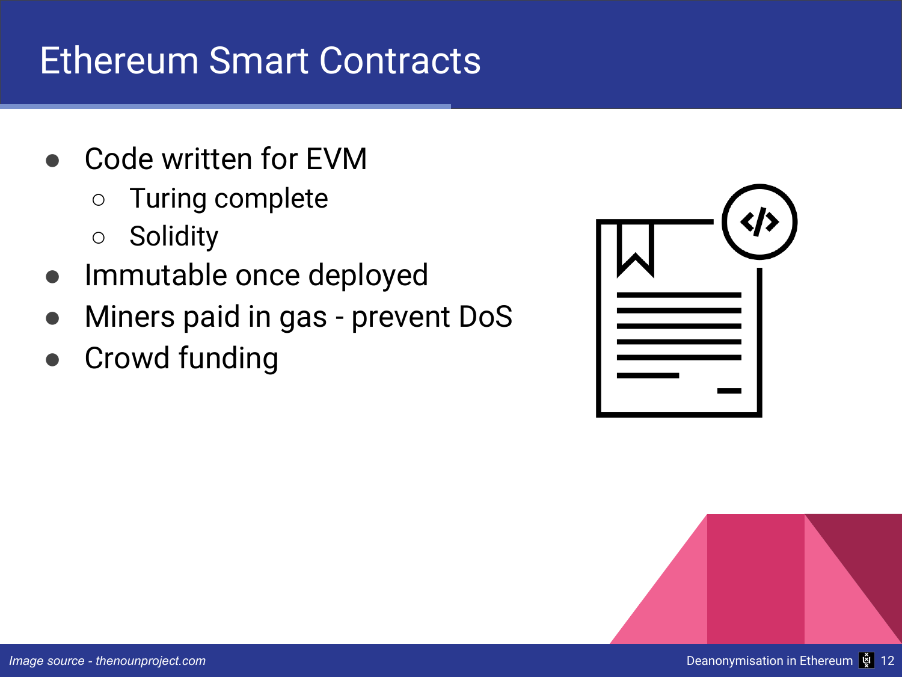# Ethereum Smart Contracts

- Code written for EVM
  - Turing complete
  - Solidity
- Immutable once deployed
- Miners paid in gas - prevent DoS
- Crowd funding

*Image source - thenounproject.com*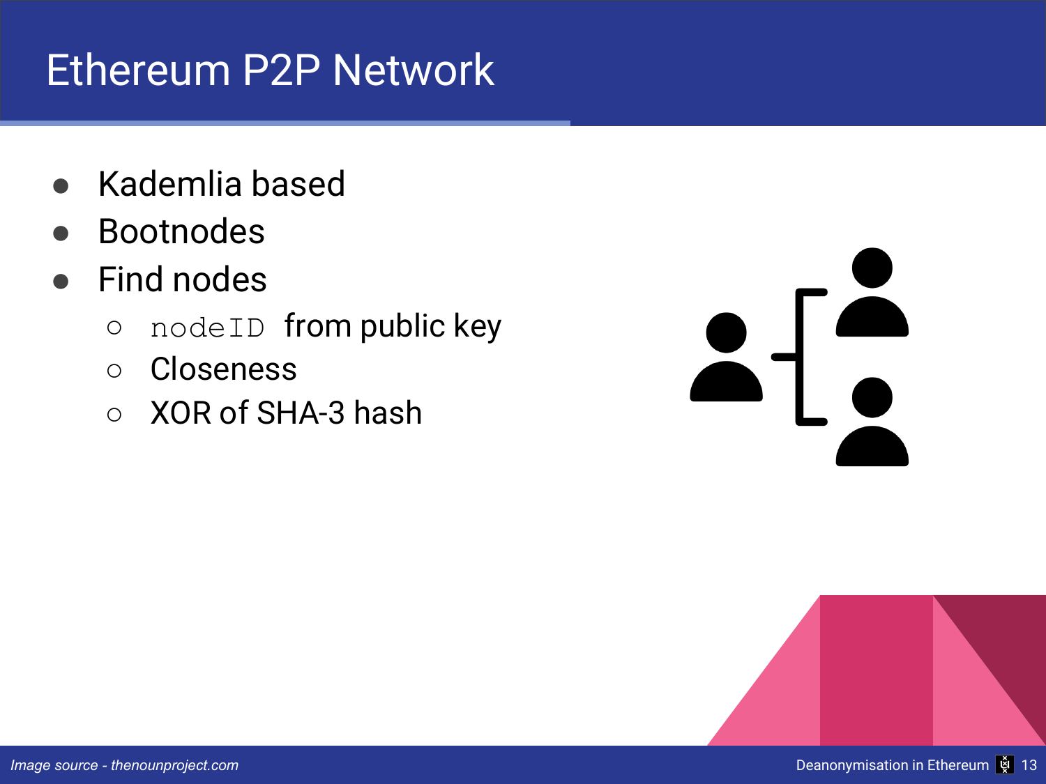# Ethereum P2P Network

- Kademlia based
- Bootnodes
- Find nodes
  - `nodeID` from public key
  - Closeness
  - XOR of SHA-3 hash

*Image source - thenounproject.com*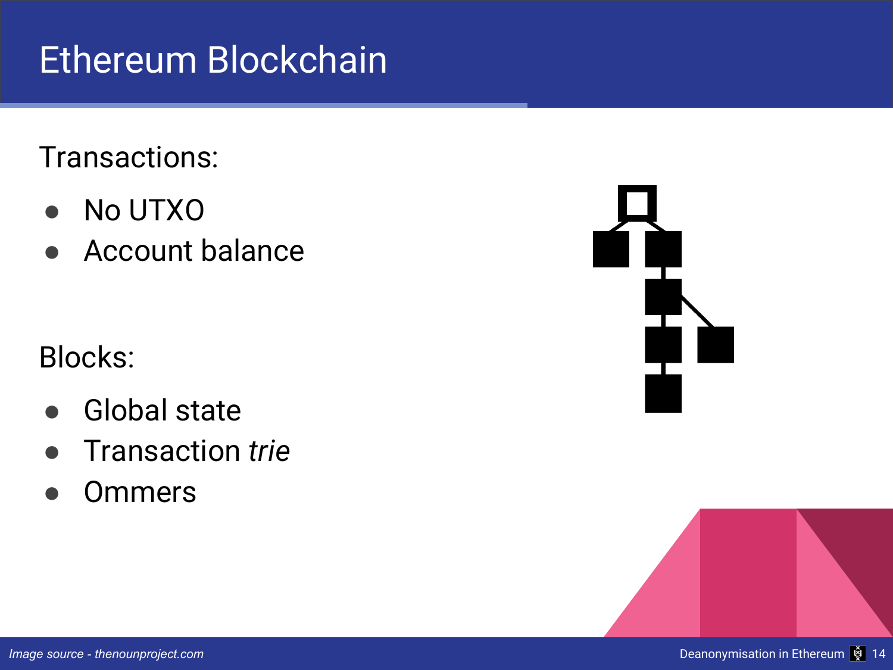# Ethereum Blockchain

Transactions:

- No UTXO
- Account balance

Blocks:

- Global state
- Transaction *trie*
- Ommers

*Image source - thenounproject.com*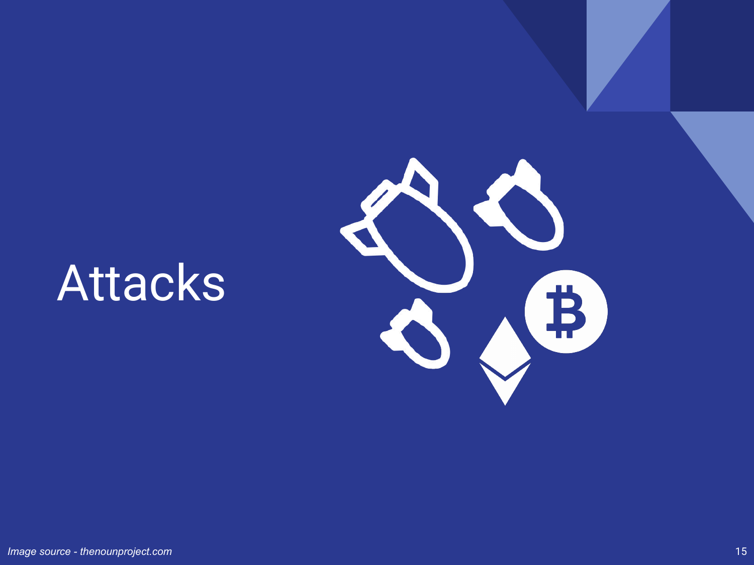# Attacks

*Image source - thenounproject.com*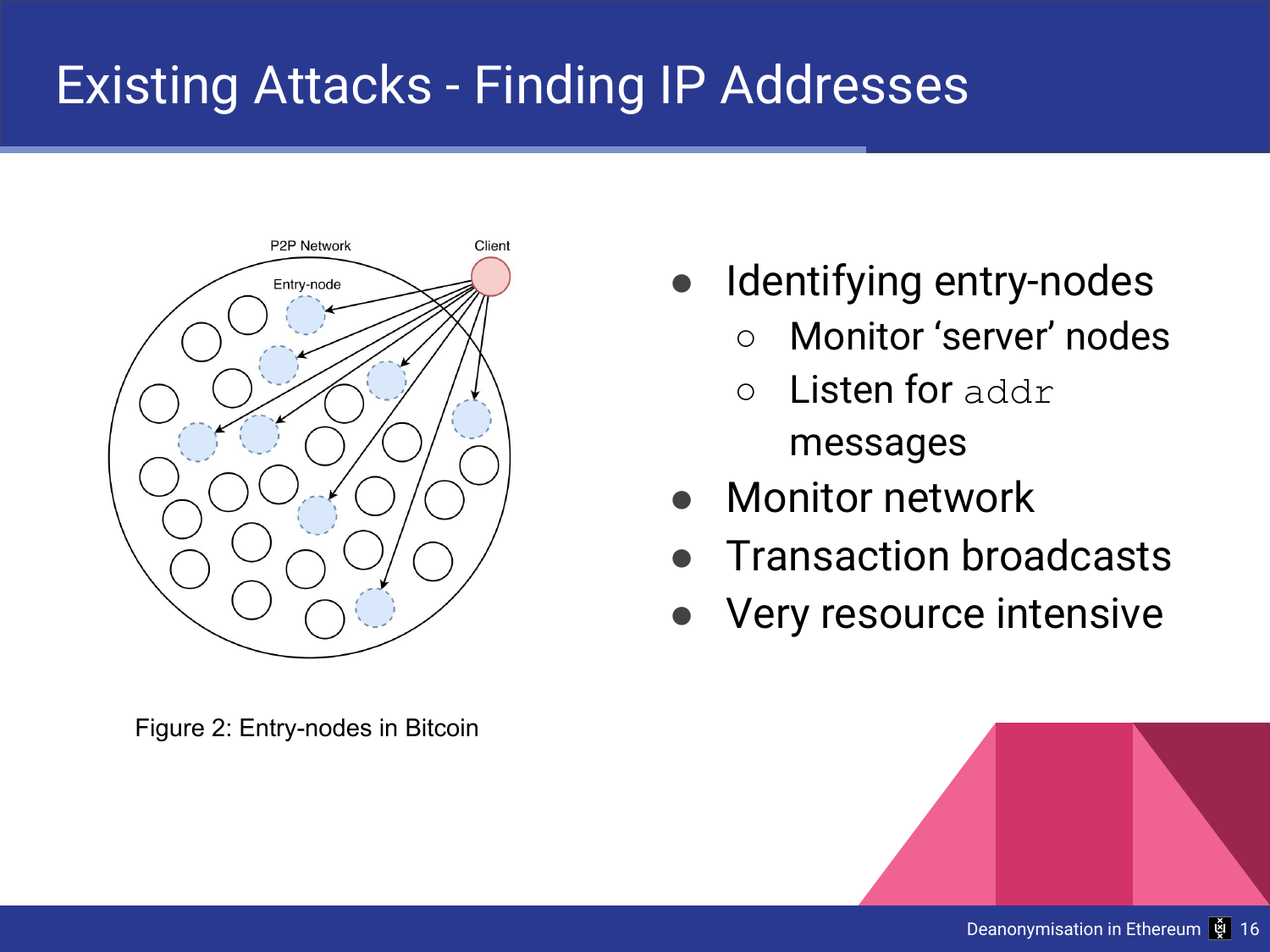# Existing Attacks - Finding IP Addresses

Figure 2: Entry-nodes in Bitcoin

- Identifying entry-nodes
  - Monitor 'server' nodes
  - Listen for `addr` messages
- Monitor network
- Transaction broadcasts
- Very resource intensive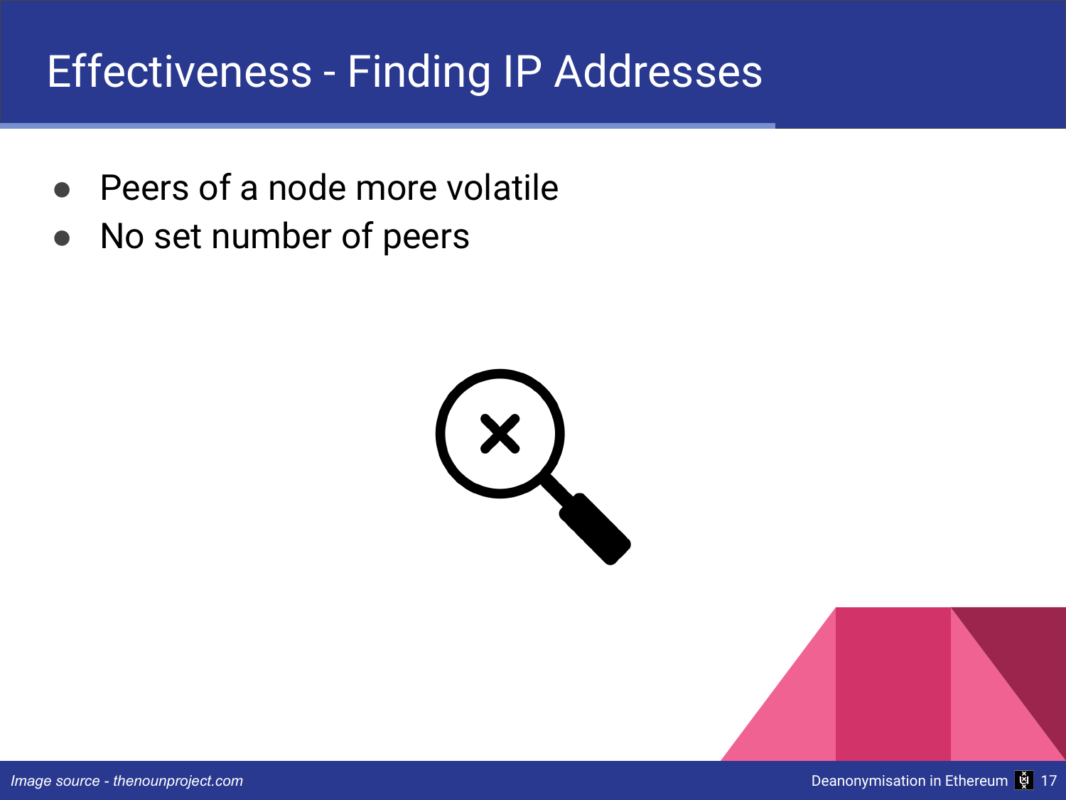# Effectiveness - Finding IP Addresses

- Peers of a node more volatile
- No set number of peers

*Image source - thenounproject.com*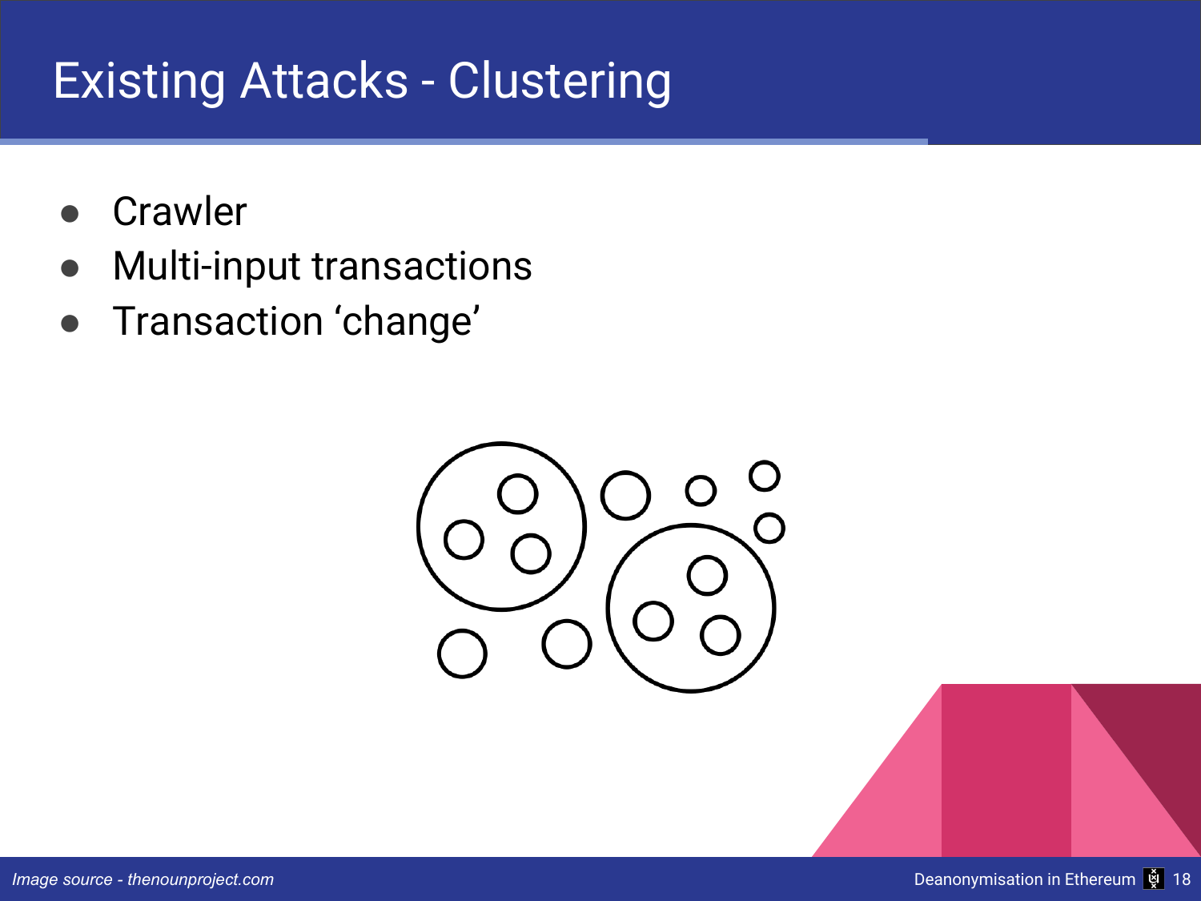# Existing Attacks - Clustering

- Crawler
- Multi-input transactions
- Transaction ‘change’

*Image source - thenounproject.com*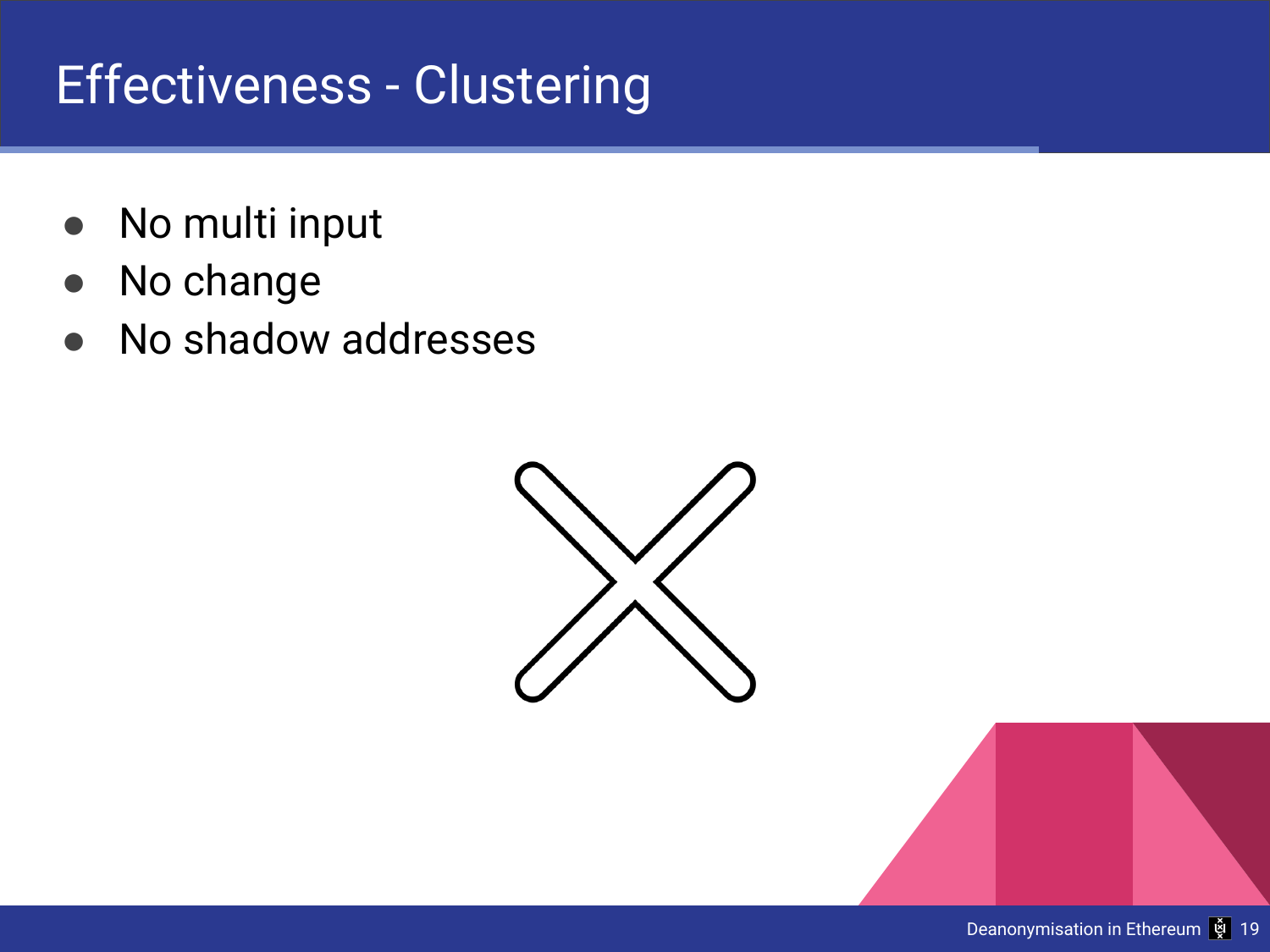# Effectiveness - Clustering

- No multi input
- No change
- No shadow addresses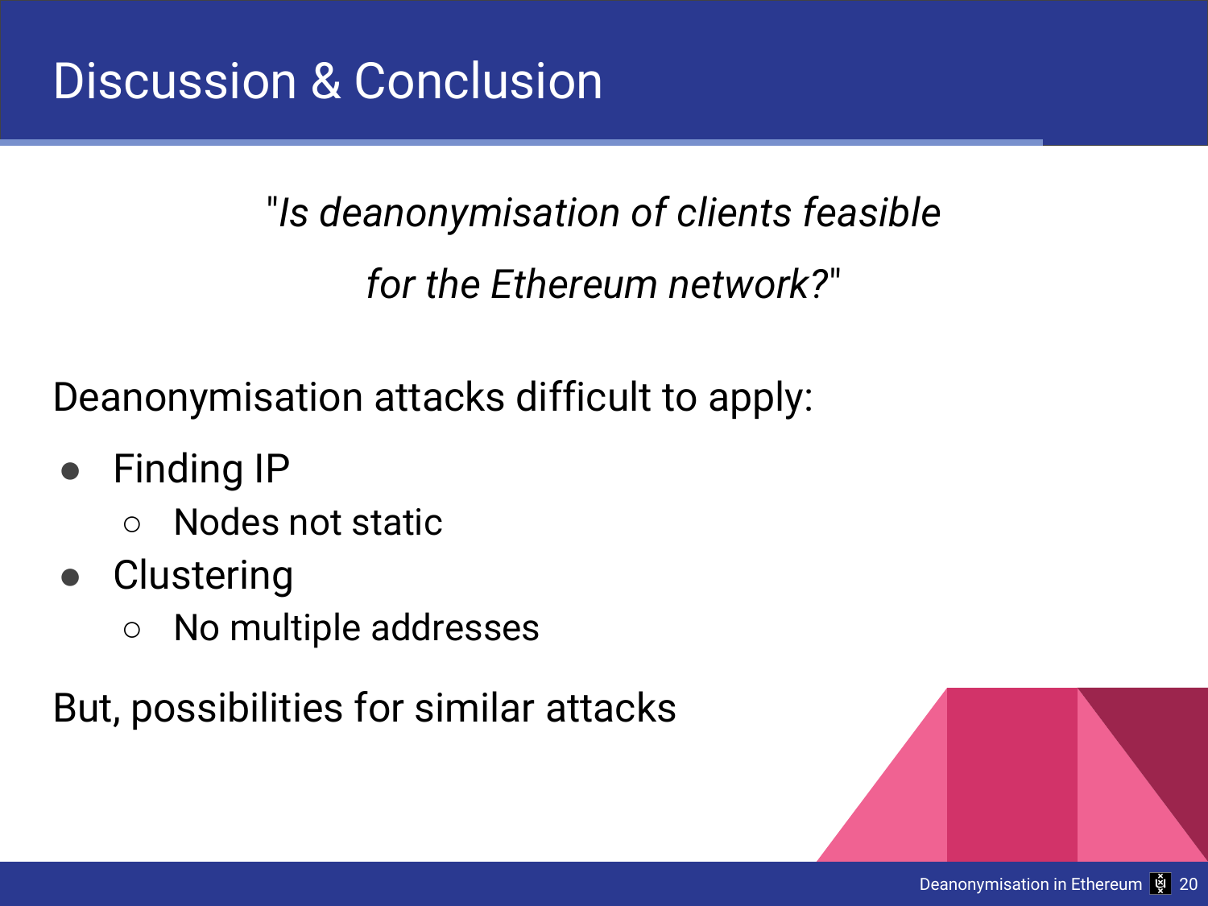# Discussion & Conclusion

*"Is deanonymisation of clients feasible for the Ethereum network?"*

Deanonymisation attacks difficult to apply:

- Finding IP
  - Nodes not static
- Clustering
  - No multiple addresses

But, possibilities for similar attacks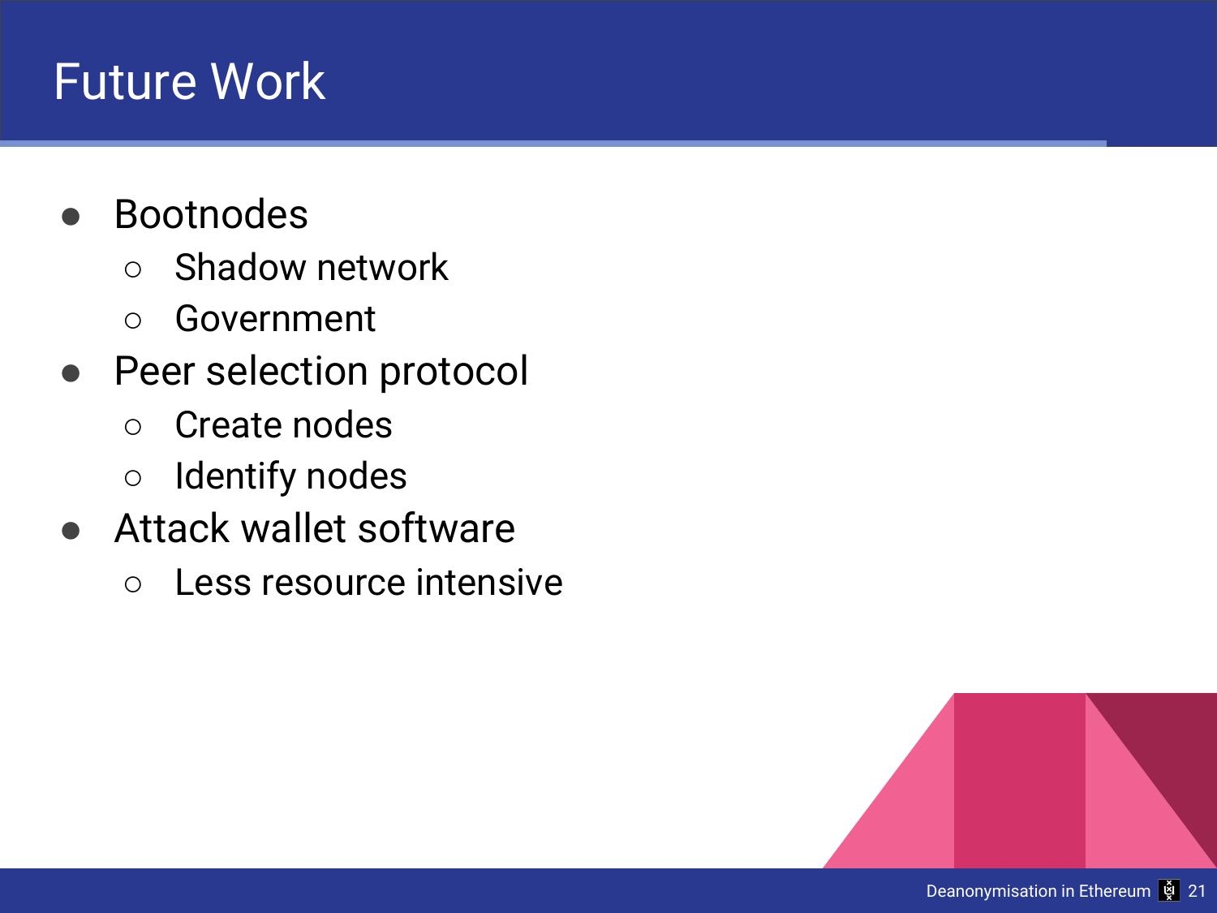# Future Work

- Bootnodes
  - Shadow network
  - Government
- Peer selection protocol
  - Create nodes
  - Identify nodes
- Attack wallet software
  - Less resource intensive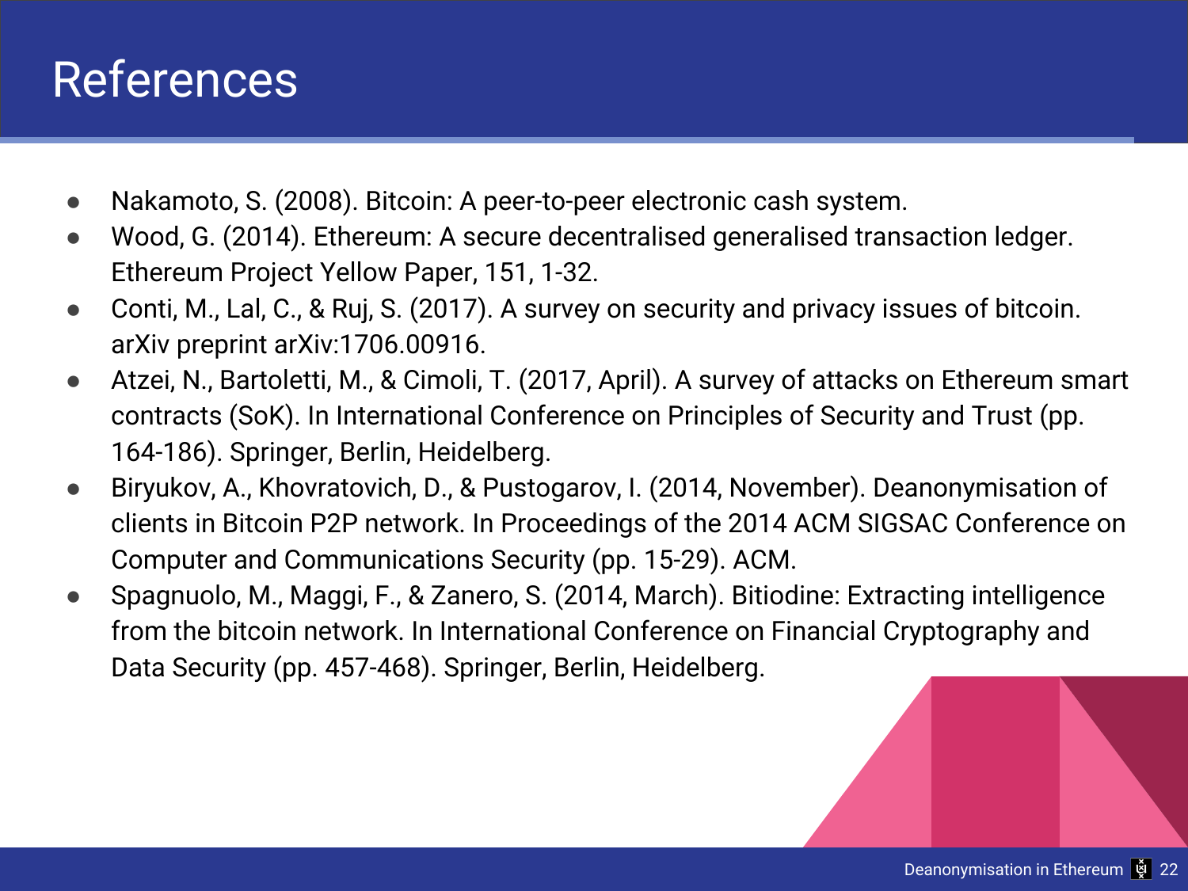# References

- Nakamoto, S. (2008). Bitcoin: A peer-to-peer electronic cash system.
- Wood, G. (2014). Ethereum: A secure decentralised generalised transaction ledger. Ethereum Project Yellow Paper, 151, 1-32.
- Conti, M., Lal, C., & Ruj, S. (2017). A survey on security and privacy issues of bitcoin. arXiv preprint arXiv:1706.00916.
- Atzei, N., Bartoletti, M., & Cimoli, T. (2017, April). A survey of attacks on Ethereum smart contracts (SoK). In International Conference on Principles of Security and Trust (pp. 164-186). Springer, Berlin, Heidelberg.
- Biryukov, A., Khovratovich, D., & Pustogarov, I. (2014, November). Deanonymisation of clients in Bitcoin P2P network. In Proceedings of the 2014 ACM SIGSAC Conference on Computer and Communications Security (pp. 15-29). ACM.
- Spagnuolo, M., Maggi, F., & Zanero, S. (2014, March). Bitiodine: Extracting intelligence from the bitcoin network. In International Conference on Financial Cryptography and Data Security (pp. 457-468). Springer, Berlin, Heidelberg.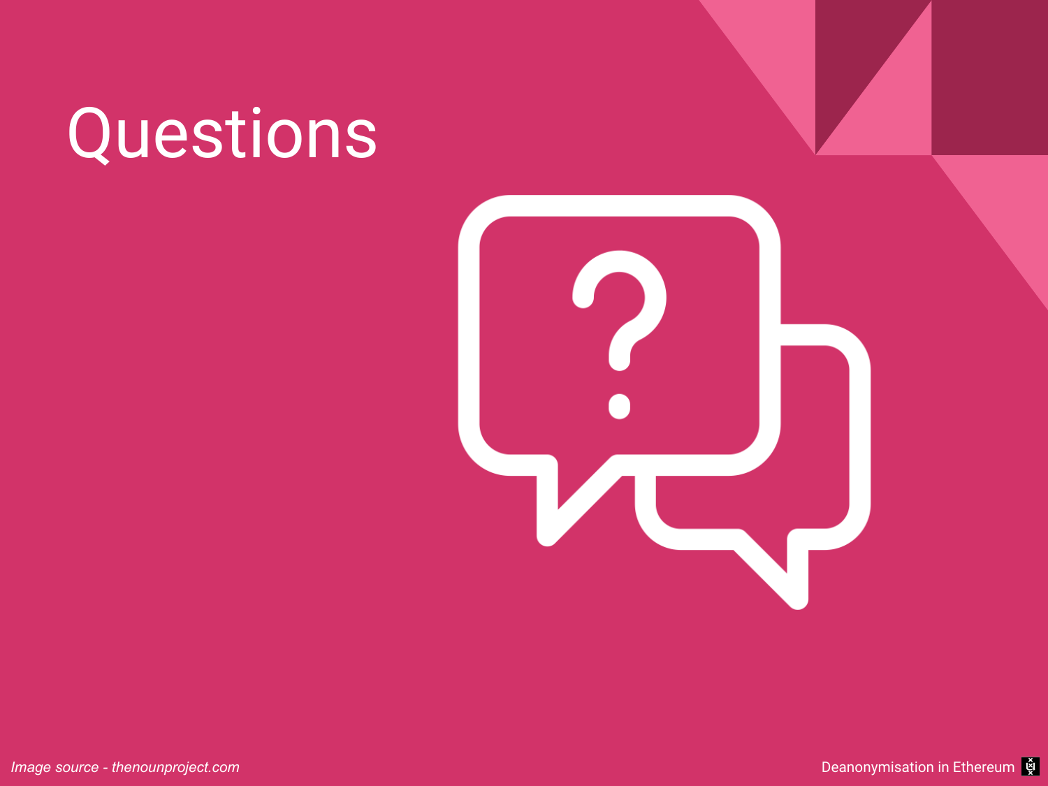# Questions

*Image source - thenounproject.com*